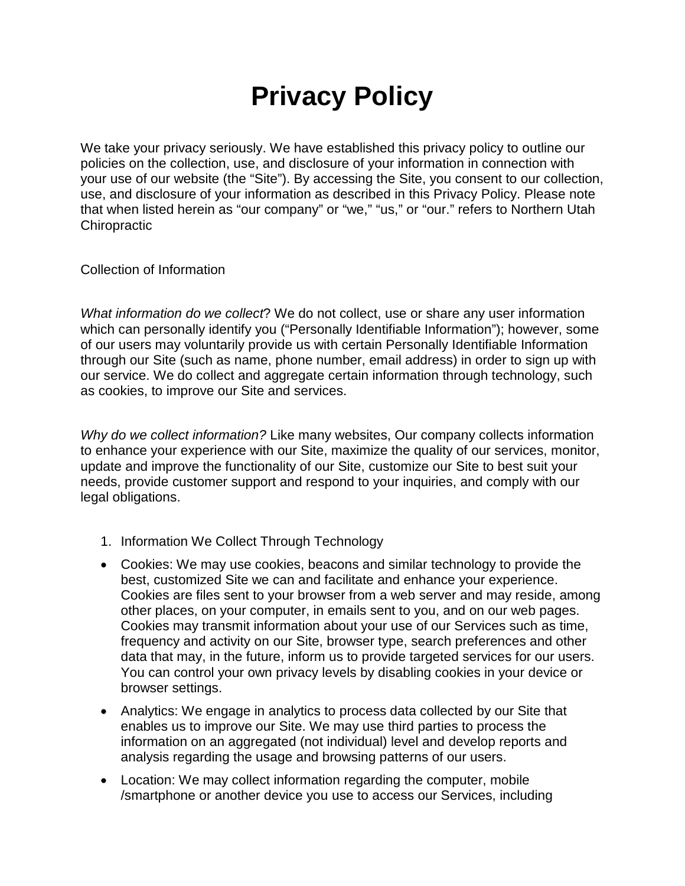# Privacy Policy

We take your privacy seriously. We have established this privacy policy to outline our policies on the collection, use, and disclosure of your information in connection with your use of our website (the "Site"). By accessing the Site, you consent to our collection, use, and disclosure of your information as described in this Privacy Policy. Please note that when listed herein as "our company" or "we," "us," or "our." refers to Northern Utah Chiropractic

Collection of Information

*What information do we collect*? We do not collect, use or share any user information which can personally identify you ("Personally Identifiable Information"); however, some of our users may voluntarily provide us with certain Personally Identifiable Information through our Site (such as name, phone number, email address) in order to sign up with our service. We do collect and aggregate certain information through technology, such as cookies, to improve our Site and services.

*Why do we collect information?* Like many websites, Our company collects information to enhance your experience with our Site, maximize the quality of our services, monitor, update and improve the functionality of our Site, customize our Site to best suit your needs, provide customer support and respond to your inquiries, and comply with our legal obligations.

1. Information We Collect Through Technology

- Cookies: We may use cookies, beacons and similar technology to provide the best, customized Site we can and facilitate and enhance your experience. Cookies are files sent to your browser from a web server and may reside, among other places, on your computer, in emails sent to you, and on our web pages. Cookies may transmit information about your use of our Services such as time, frequency and activity on our Site, browser type, search preferences and other data that may, in the future, inform us to provide targeted services for our users. You can control your own privacy levels by disabling cookies in your device or browser settings.
- Analytics: We engage in analytics to process data collected by our Site that enables us to improve our Site. We may use third parties to process the information on an aggregated (not individual) level and develop reports and analysis regarding the usage and browsing patterns of our users.
- Location: We may collect information regarding the computer, mobile /smartphone or another device you use to access our Services, including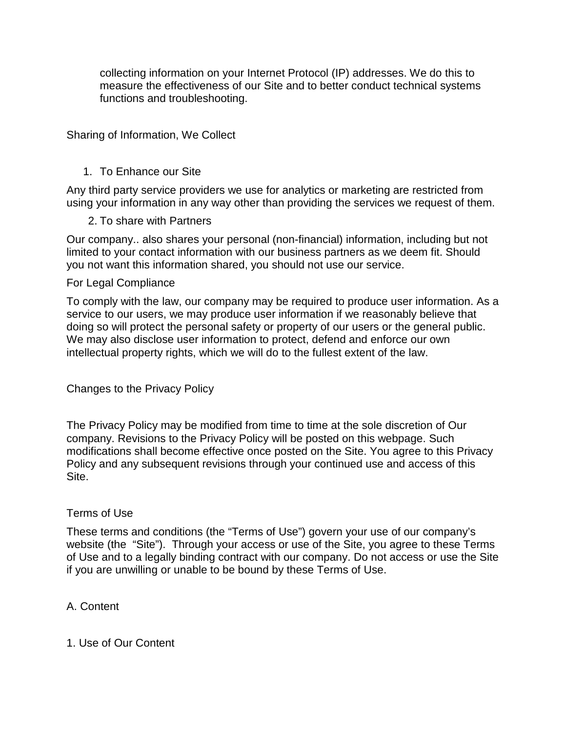collecting information on your Internet Protocol (IP) addresses. We do this to measure the effectiveness of our Site and to better conduct technical systems functions and troubleshooting.

## Sharing of Information, We Collect

1. To Enhance our Site

Any third party service providers we use for analytics or marketing are restricted from using your information in any way other than providing the services we request of them.

2. To share with Partners

Our company.. also shares your personal (non-financial) information, including but not limited to your contact information with our business partners as we deem fit. Should you not want this information shared, you should not use our service.

For Legal Compliance

To comply with the law, our company may be required to produce user information. As a service to our users, we may produce user information if we reasonably believe that doing so will protect the personal safety or property of our users or the general public. We may also disclose user information to protect, defend and enforce our own intellectual property rights, which we will do to the fullest extent of the law.

## Changes to the Privacy Policy

The Privacy Policy may be modified from time to time at the sole discretion of Our company. Revisions to the Privacy Policy will be posted on this webpage. Such modifications shall become effective once posted on the Site. You agree to this Privacy Policy and any subsequent revisions through your continued use and access of this Site.

## Terms of Use

These terms and conditions (the "Terms of Use") govern your use of our company's website (the "Site"). Through your access or use of the Site, you agree to these Terms of Use and to a legally binding contract with our company. Do not access or use the Site if you are unwilling or unable to be bound by these Terms of Use.

### A. Content

#### 1. Use of Our Content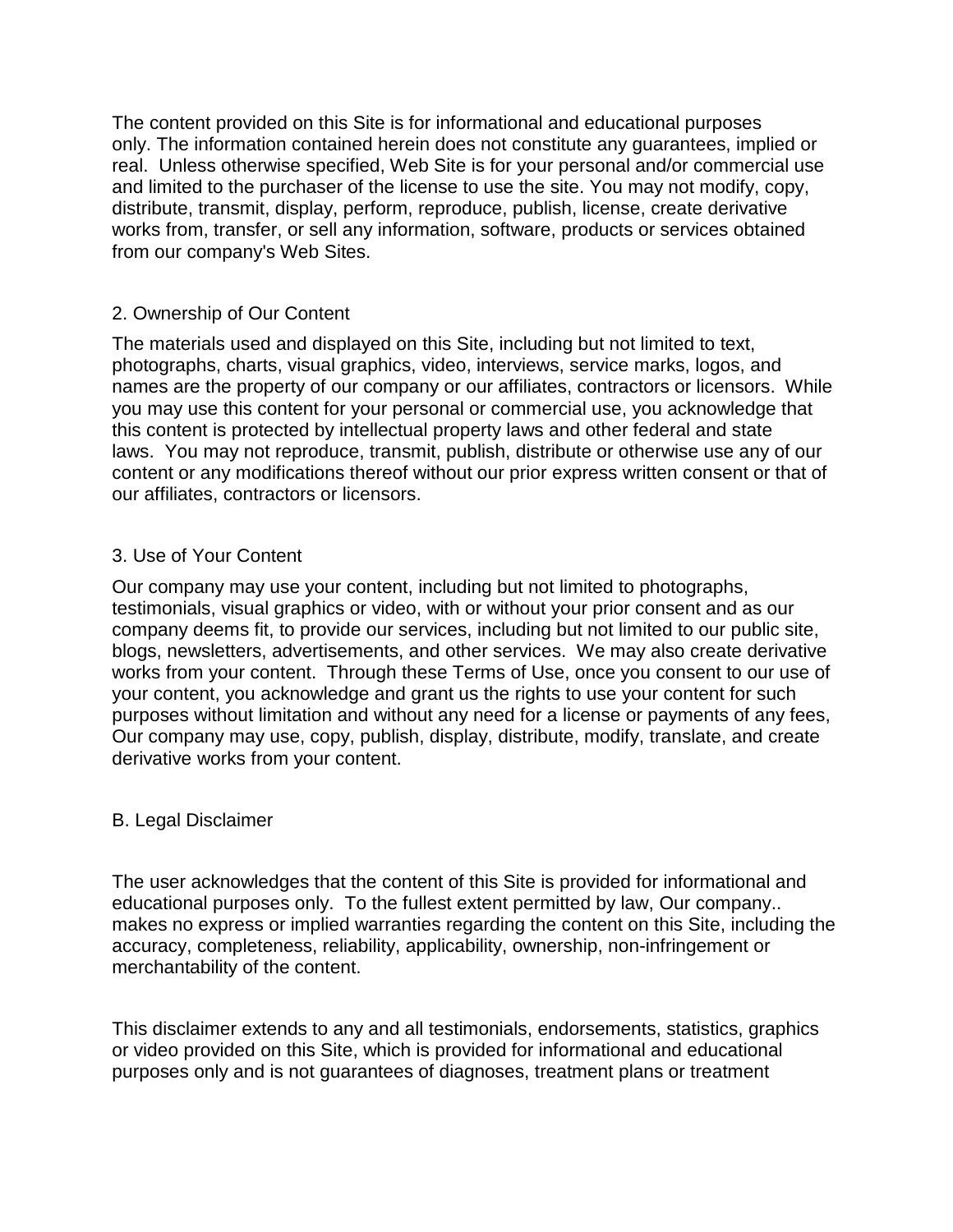The content provided on this Site is for informational and educational purposes only. The information contained herein does not constitute any guarantees, implied or real. Unless otherwise specified, Web Site is for your personal and/or commercial use and limited to the purchaser of the license to use the site. You may not modify, copy, distribute, transmit, display, perform, reproduce, publish, license, create derivative works from, transfer, or sell any information, software, products or services obtained from our company's Web Sites.

## 2. Ownership of Our Content

The materials used and displayed on this Site, including but not limited to text, photographs, charts, visual graphics, video, interviews, service marks, logos, and names are the property of our company or our affiliates, contractors or licensors. While you may use this content for your personal or commercial use, you acknowledge that this content is protected by intellectual property laws and other federal and state laws. You may not reproduce, transmit, publish, distribute or otherwise use any of our content or any modifications thereof without our prior express written consent or that of our affiliates, contractors or licensors.

## 3. Use of Your Content

Our company may use your content, including but not limited to photographs, testimonials, visual graphics or video, with or without your prior consent and as our company deems fit, to provide our services, including but not limited to our public site, blogs, newsletters, advertisements, and other services. We may also create derivative works from your content. Through these Terms of Use, once you consent to our use of your content, you acknowledge and grant us the rights to use your content for such purposes without limitation and without any need for a license or payments of any fees, Our company may use, copy, publish, display, distribute, modify, translate, and create derivative works from your content.

## B. Legal Disclaimer

The user acknowledges that the content of this Site is provided for informational and educational purposes only. To the fullest extent permitted by law, Our company.. makes no express or implied warranties regarding the content on this Site, including the accuracy, completeness, reliability, applicability, ownership, non-infringement or merchantability of the content.

This disclaimer extends to any and all testimonials, endorsements, statistics, graphics or video provided on this Site, which is provided for informational and educational purposes only and is not guarantees of diagnoses, treatment plans or treatment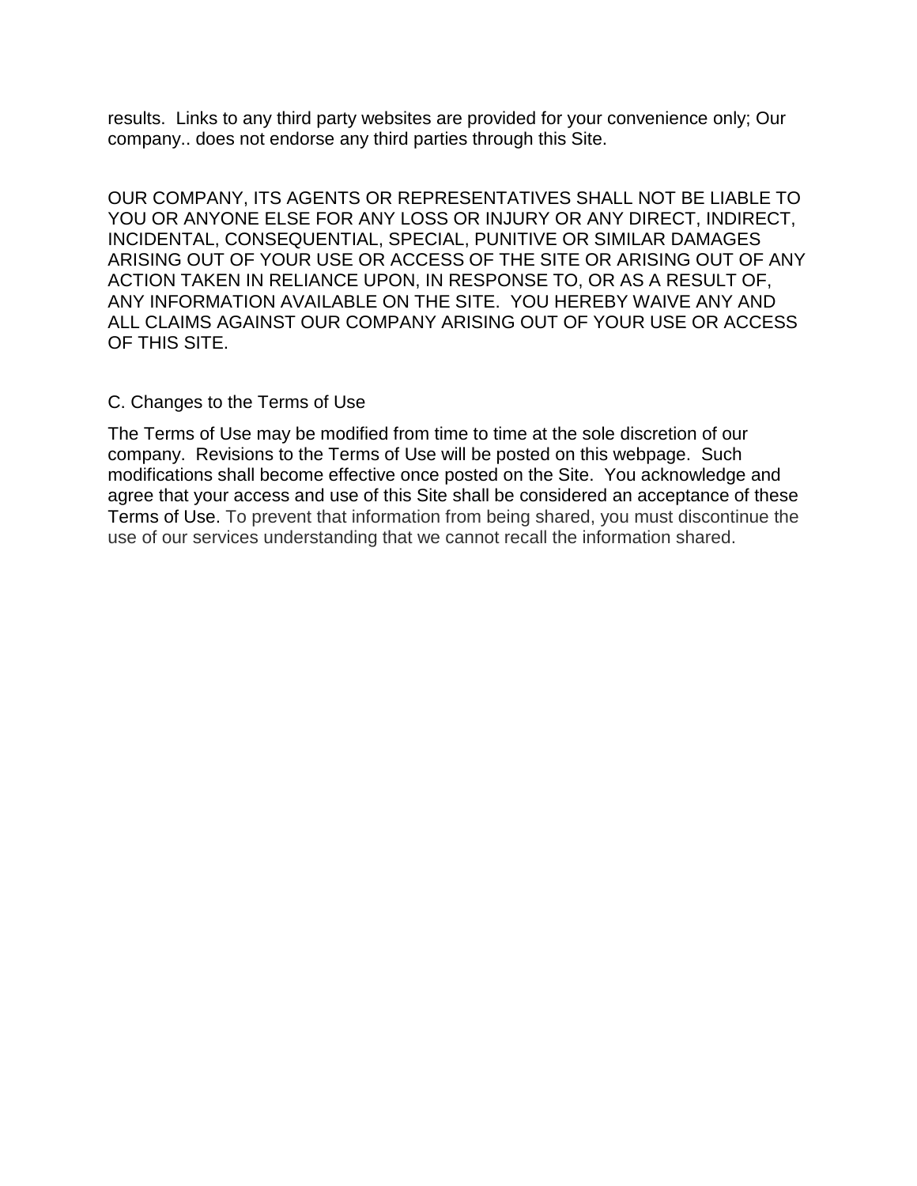results. Links to any third party websites are provided for your convenience only; Our company.. does not endorse any third parties through this Site.

OUR COMPANY, ITS AGENTS OR REPRESENTATIVES SHALL NOT BE LIABLE TO YOU OR ANYONE ELSE FOR ANY LOSS OR INJURY OR ANY DIRECT, INDIRECT, INCIDENTAL, CONSEQUENTIAL, SPECIAL, PUNITIVE OR SIMILAR DAMAGES ARISING OUT OF YOUR USE OR ACCESS OF THE SITE OR ARISING OUT OF ANY ACTION TAKEN IN RELIANCE UPON, IN RESPONSE TO, OR AS A RESULT OF, ANY INFORMATION AVAILABLE ON THE SITE. YOU HEREBY WAIVE ANY AND ALL CLAIMS AGAINST OUR COMPANY ARISING OUT OF YOUR USE OR ACCESS OF THIS SITE.

C. Changes to the Terms of Use

The Terms of Use may be modified from time to time at the sole discretion of our company. Revisions to the Terms of Use will be posted on this webpage. Such modifications shall become effective once posted on the Site. You acknowledge and agree that your access and use of this Site shall be considered an acceptance of these Terms of Use. To prevent that information from being shared, you must discontinue the use of our services understanding that we cannot recall the information shared.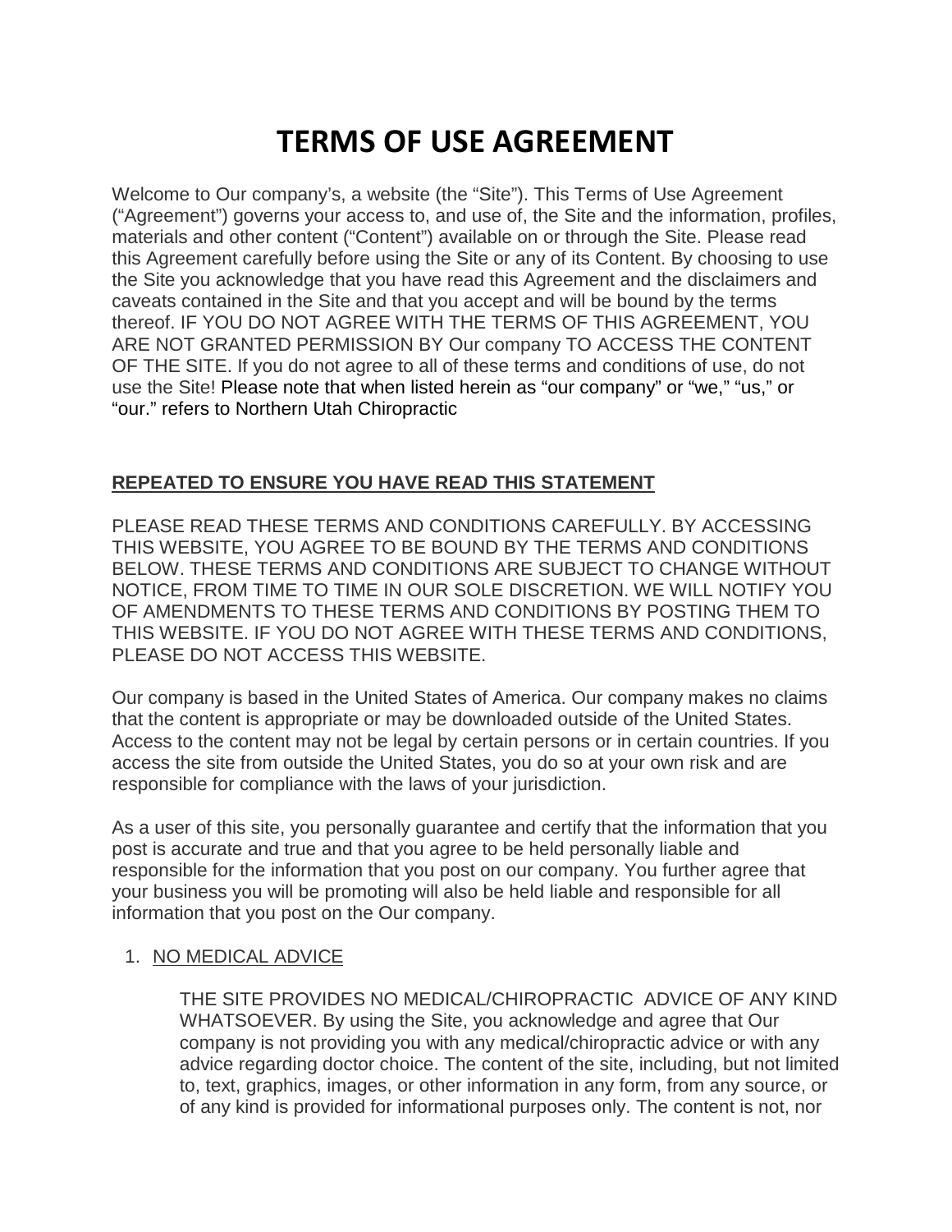# TERMS OF USE AGREEMENT

Welcome to Our company's, a website (the "Site"). This Terms of Use Agreement ("Agreement") governs your access to, and use of, the Site and the information, profiles, materials and other content ("Content") available on or through the Site. Please read this Agreement carefully before using the Site or any of its Content. By choosing to use the Site you acknowledge that you have read this Agreement and the disclaimers and caveats contained in the Site and that you accept and will be bound by the terms thereof. IF YOU DO NOT AGREE WITH THE TERMS OF THIS AGREEMENT, YOU ARE NOT GRANTED PERMISSION BY Our company TO ACCESS THE CONTENT OF THE SITE. If you do not agree to all of these terms and conditions of use, do not use the Site! Please note that when listed herein as "our company" or "we," "us," or "our." refers to Northern Utah Chiropractic

**REPEATED TO ENSURE YOU HAVE READ THIS STATEMENT**

PLEASE READ THESE TERMS AND CONDITIONS CAREFULLY. BY ACCESSING THIS WEBSITE, YOU AGREE TO BE BOUND BY THE TERMS AND CONDITIONS BELOW. THESE TERMS AND CONDITIONS ARE SUBJECT TO CHANGE WITHOUT NOTICE, FROM TIME TO TIME IN OUR SOLE DISCRETION. WE WILL NOTIFY YOU OF AMENDMENTS TO THESE TERMS AND CONDITIONS BY POSTING THEM TO THIS WEBSITE. IF YOU DO NOT AGREE WITH THESE TERMS AND CONDITIONS, PLEASE DO NOT ACCESS THIS WEBSITE.

Our company is based in the United States of America. Our company makes no claims that the content is appropriate or may be downloaded outside of the United States. Access to the content may not be legal by certain persons or in certain countries. If you access the site from outside the United States, you do so at your own risk and are responsible for compliance with the laws of your jurisdiction.

As a user of this site, you personally guarantee and certify that the information that you post is accurate and true and that you agree to be held personally liable and responsible for the information that you post on our company. You further agree that your business you will be promoting will also be held liable and responsible for all information that you post on the Our company.

1. NO MEDICAL ADVICE

   THE SITE PROVIDES NO MEDICAL/CHIROPRACTIC ADVICE OF ANY KIND WHATSOEVER. By using the Site, you acknowledge and agree that Our company is not providing you with any medical/chiropractic advice or with any advice regarding doctor choice. The content of the site, including, but not limited to, text, graphics, images, or other information in any form, from any source, or of any kind is provided for informational purposes only. The content is not, nor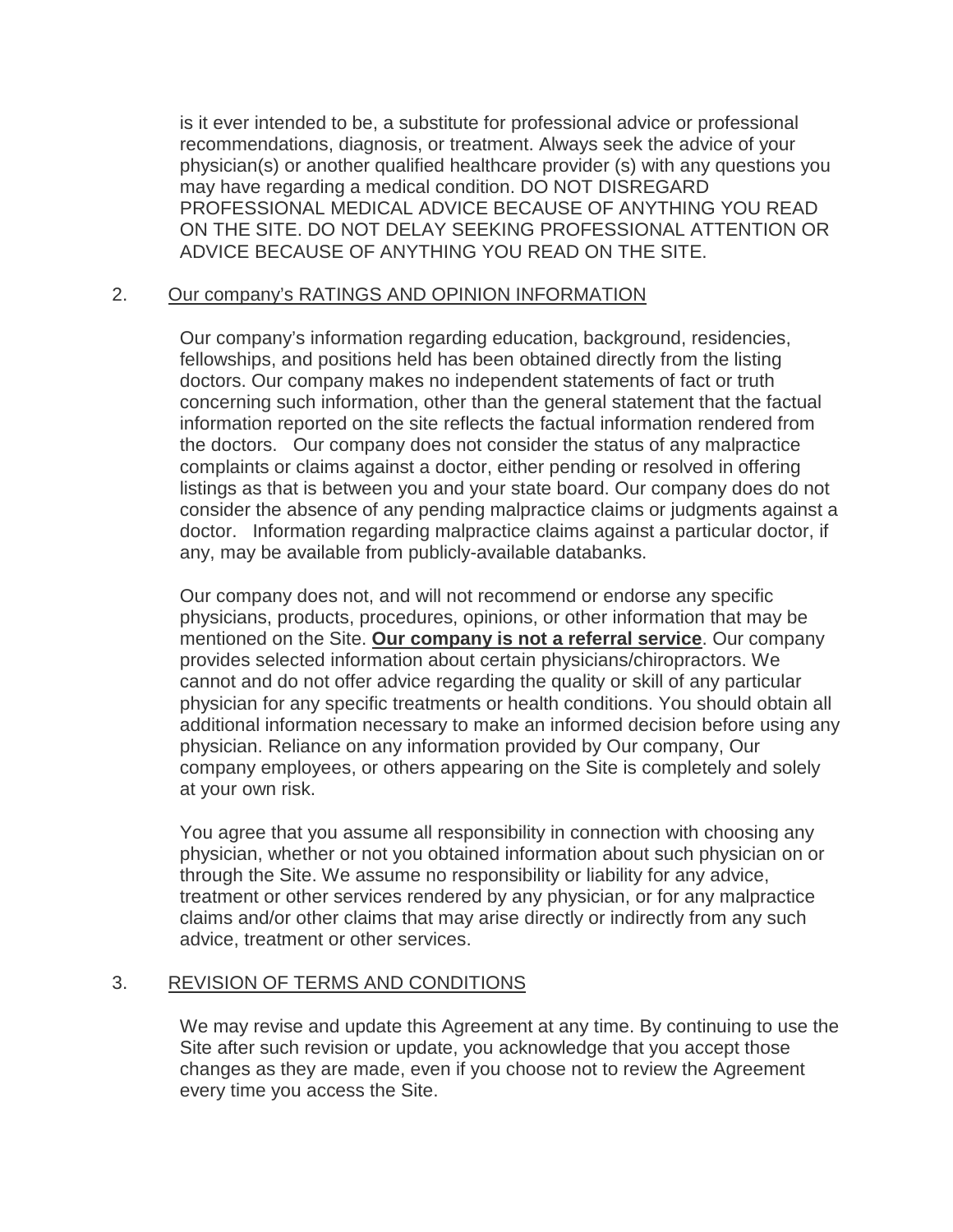is it ever intended to be, a substitute for professional advice or professional recommendations, diagnosis, or treatment. Always seek the advice of your physician(s) or another qualified healthcare provider (s) with any questions you may have regarding a medical condition. DO NOT DISREGARD PROFESSIONAL MEDICAL ADVICE BECAUSE OF ANYTHING YOU READ ON THE SITE. DO NOT DELAY SEEKING PROFESSIONAL ATTENTION OR ADVICE BECAUSE OF ANYTHING YOU READ ON THE SITE.

2. <u>Our company's RATINGS AND OPINION INFORMATION</u>

Our company's information regarding education, background, residencies, fellowships, and positions held has been obtained directly from the listing doctors. Our company makes no independent statements of fact or truth concerning such information, other than the general statement that the factual information reported on the site reflects the factual information rendered from the doctors. Our company does not consider the status of any malpractice complaints or claims against a doctor, either pending or resolved in offering listings as that is between you and your state board. Our company does not consider the absence of any pending malpractice claims or judgments against a doctor. Information regarding malpractice claims against a particular doctor, if any, may be available from publicly-available databanks.

Our company does not, and will not recommend or endorse any specific physicians, products, procedures, opinions, or other information that may be mentioned on the Site. **<u>Our company is not a referral service</u>**. Our company provides selected information about certain physicians/chiropractors. We cannot and do not offer advice regarding the quality or skill of any particular physician for any specific treatments or health conditions. You should obtain all additional information necessary to make an informed decision before using any physician. Reliance on any information provided by Our company, Our company employees, or others appearing on the Site is completely and solely at your own risk.

You agree that you assume all responsibility in connection with choosing any physician, whether or not you obtained information about such physician on or through the Site. We assume no responsibility or liability for any advice, treatment or other services rendered by any physician, or for any malpractice claims and/or other claims that may arise directly or indirectly from any such advice, treatment or other services.

3. <u>REVISION OF TERMS AND CONDITIONS</u>

We may revise and update this Agreement at any time. By continuing to use the Site after such revision or update, you acknowledge that you accept those changes as they are made, even if you choose not to review the Agreement every time you access the Site.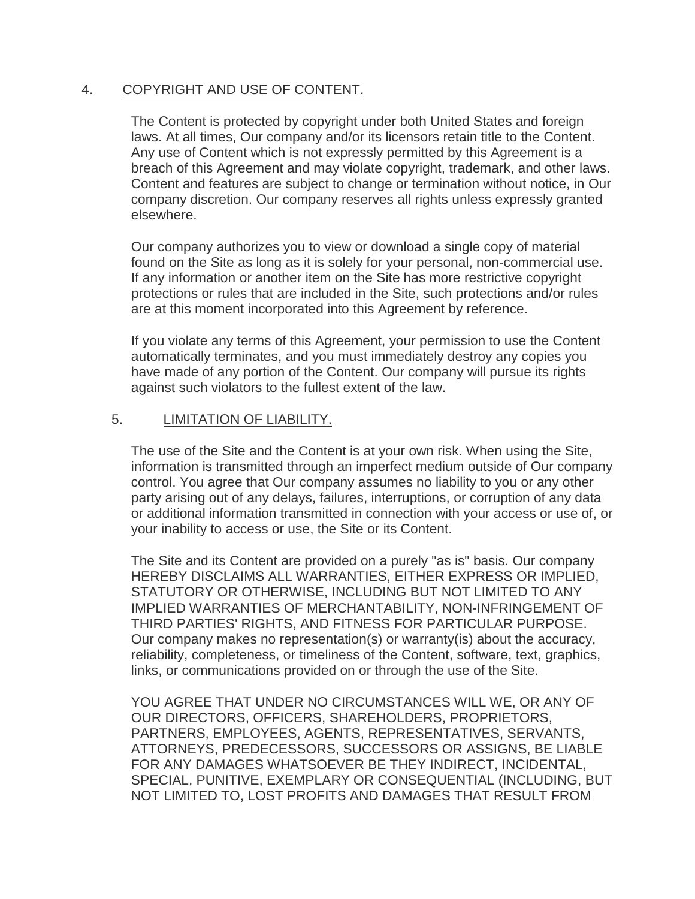## 4. COPYRIGHT AND USE OF CONTENT.

The Content is protected by copyright under both United States and foreign laws. At all times, Our company and/or its licensors retain title to the Content. Any use of Content which is not expressly permitted by this Agreement is a breach of this Agreement and may violate copyright, trademark, and other laws. Content and features are subject to change or termination without notice, in Our company discretion. Our company reserves all rights unless expressly granted elsewhere.

Our company authorizes you to view or download a single copy of material found on the Site as long as it is solely for your personal, non-commercial use. If any information or another item on the Site has more restrictive copyright protections or rules that are included in the Site, such protections and/or rules are at this moment incorporated into this Agreement by reference.

If you violate any terms of this Agreement, your permission to use the Content automatically terminates, and you must immediately destroy any copies you have made of any portion of the Content. Our company will pursue its rights against such violators to the fullest extent of the law.

## 5. LIMITATION OF LIABILITY.

The use of the Site and the Content is at your own risk. When using the Site, information is transmitted through an imperfect medium outside of Our company control. You agree that Our company assumes no liability to you or any other party arising out of any delays, failures, interruptions, or corruption of any data or additional information transmitted in connection with your access or use of, or your inability to access or use, the Site or its Content.

The Site and its Content are provided on a purely "as is" basis. Our company HEREBY DISCLAIMS ALL WARRANTIES, EITHER EXPRESS OR IMPLIED, STATUTORY OR OTHERWISE, INCLUDING BUT NOT LIMITED TO ANY IMPLIED WARRANTIES OF MERCHANTABILITY, NON-INFRINGEMENT OF THIRD PARTIES' RIGHTS, AND FITNESS FOR PARTICULAR PURPOSE. Our company makes no representation(s) or warranty(is) about the accuracy, reliability, completeness, or timeliness of the Content, software, text, graphics, links, or communications provided on or through the use of the Site.

YOU AGREE THAT UNDER NO CIRCUMSTANCES WILL WE, OR ANY OF OUR DIRECTORS, OFFICERS, SHAREHOLDERS, PROPRIETORS, PARTNERS, EMPLOYEES, AGENTS, REPRESENTATIVES, SERVANTS, ATTORNEYS, PREDECESSORS, SUCCESSORS OR ASSIGNS, BE LIABLE FOR ANY DAMAGES WHATSOEVER BE THEY INDIRECT, INCIDENTAL, SPECIAL, PUNITIVE, EXEMPLARY OR CONSEQUENTIAL (INCLUDING, BUT NOT LIMITED TO, LOST PROFITS AND DAMAGES THAT RESULT FROM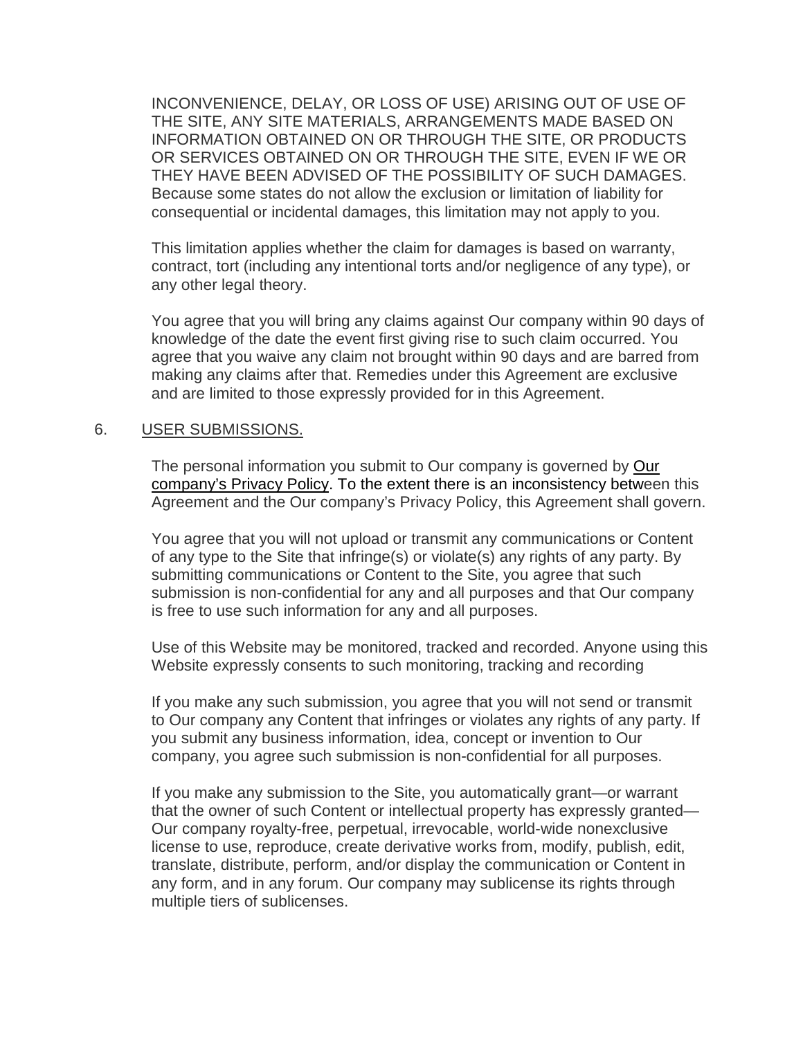INCONVENIENCE, DELAY, OR LOSS OF USE) ARISING OUT OF USE OF THE SITE, ANY SITE MATERIALS, ARRANGEMENTS MADE BASED ON INFORMATION OBTAINED ON OR THROUGH THE SITE, OR PRODUCTS OR SERVICES OBTAINED ON OR THROUGH THE SITE, EVEN IF WE OR THEY HAVE BEEN ADVISED OF THE POSSIBILITY OF SUCH DAMAGES. Because some states do not allow the exclusion or limitation of liability for consequential or incidental damages, this limitation may not apply to you.

This limitation applies whether the claim for damages is based on warranty, contract, tort (including any intentional torts and/or negligence of any type), or any other legal theory.

You agree that you will bring any claims against Our company within 90 days of knowledge of the date the event first giving rise to such claim occurred. You agree that you waive any claim not brought within 90 days and are barred from making any claims after that. Remedies under this Agreement are exclusive and are limited to those expressly provided for in this Agreement.

6. USER SUBMISSIONS.

The personal information you submit to Our company is governed by Our company's Privacy Policy. To the extent there is an inconsistency between this Agreement and the Our company's Privacy Policy, this Agreement shall govern.

You agree that you will not upload or transmit any communications or Content of any type to the Site that infringe(s) or violate(s) any rights of any party. By submitting communications or Content to the Site, you agree that such submission is non-confidential for any and all purposes and that Our company is free to use such information for any and all purposes.

Use of this Website may be monitored, tracked and recorded. Anyone using this Website expressly consents to such monitoring, tracking and recording

If you make any such submission, you agree that you will not send or transmit to Our company any Content that infringes or violates any rights of any party. If you submit any business information, idea, concept or invention to Our company, you agree such submission is non-confidential for all purposes.

If you make any submission to the Site, you automatically grant—or warrant that the owner of such Content or intellectual property has expressly granted—Our company royalty-free, perpetual, irrevocable, world-wide nonexclusive license to use, reproduce, create derivative works from, modify, publish, edit, translate, distribute, perform, and/or display the communication or Content in any form, and in any forum. Our company may sublicense its rights through multiple tiers of sublicenses.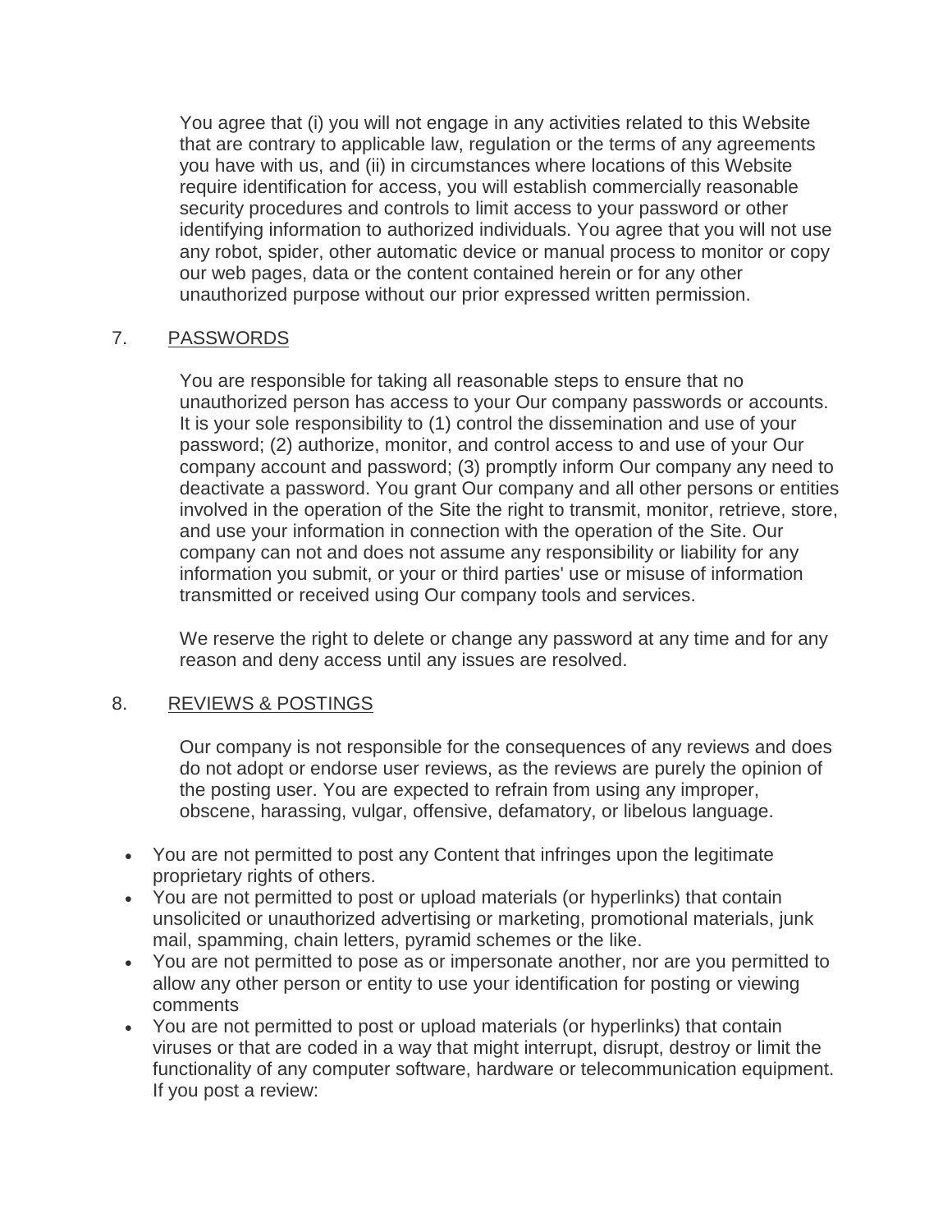You agree that (i) you will not engage in any activities related to this Website that are contrary to applicable law, regulation or the terms of any agreements you have with us, and (ii) in circumstances where locations of this Website require identification for access, you will establish commercially reasonable security procedures and controls to limit access to your password or other identifying information to authorized individuals. You agree that you will not use any robot, spider, other automatic device or manual process to monitor or copy our web pages, data or the content contained herein or for any other unauthorized purpose without our prior expressed written permission.

## 7. PASSWORDS

You are responsible for taking all reasonable steps to ensure that no unauthorized person has access to your Our company passwords or accounts. It is your sole responsibility to (1) control the dissemination and use of your password; (2) authorize, monitor, and control access to and use of your Our company account and password; (3) promptly inform Our company any need to deactivate a password. You grant Our company and all other persons or entities involved in the operation of the Site the right to transmit, monitor, retrieve, store, and use your information in connection with the operation of the Site. Our company can not and does not assume any responsibility or liability for any information you submit, or your or third parties' use or misuse of information transmitted or received using Our company tools and services.

We reserve the right to delete or change any password at any time and for any reason and deny access until any issues are resolved.

## 8. REVIEWS & POSTINGS

Our company is not responsible for the consequences of any reviews and does do not adopt or endorse user reviews, as the reviews are purely the opinion of the posting user. You are expected to refrain from using any improper, obscene, harassing, vulgar, offensive, defamatory, or libelous language.

- You are not permitted to post any Content that infringes upon the legitimate proprietary rights of others.
- You are not permitted to post or upload materials (or hyperlinks) that contain unsolicited or unauthorized advertising or marketing, promotional materials, junk mail, spamming, chain letters, pyramid schemes or the like.
- You are not permitted to pose as or impersonate another, nor are you permitted to allow any other person or entity to use your identification for posting or viewing comments
- You are not permitted to post or upload materials (or hyperlinks) that contain viruses or that are coded in a way that might interrupt, disrupt, destroy or limit the functionality of any computer software, hardware or telecommunication equipment. If you post a review: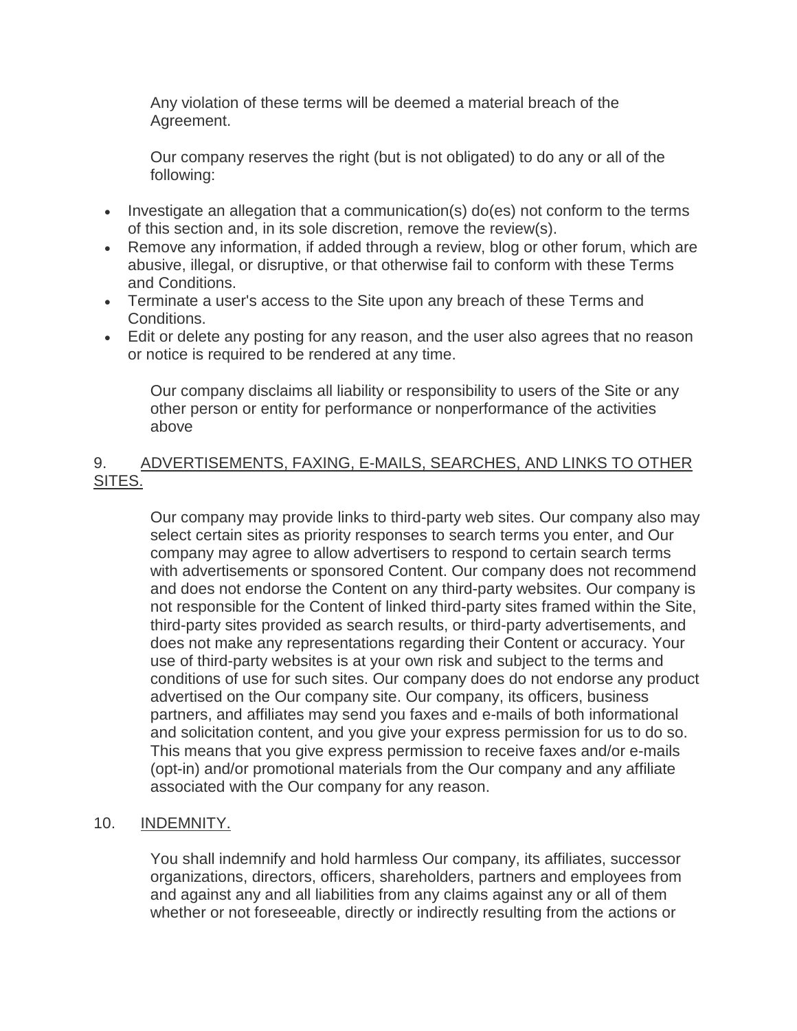Any violation of these terms will be deemed a material breach of the Agreement.

Our company reserves the right (but is not obligated) to do any or all of the following:

- Investigate an allegation that a communication(s) do(es) not conform to the terms of this section and, in its sole discretion, remove the review(s).
- Remove any information, if added through a review, blog or other forum, which are abusive, illegal, or disruptive, or that otherwise fail to conform with these Terms and Conditions.
- Terminate a user's access to the Site upon any breach of these Terms and Conditions.
- Edit or delete any posting for any reason, and the user also agrees that no reason or notice is required to be rendered at any time.

Our company disclaims all liability or responsibility to users of the Site or any other person or entity for performance or nonperformance of the activities above

## 9. ADVERTISEMENTS, FAXING, E-MAILS, SEARCHES, AND LINKS TO OTHER SITES.

Our company may provide links to third-party web sites. Our company also may select certain sites as priority responses to search terms you enter, and Our company may agree to allow advertisers to respond to certain search terms with advertisements or sponsored Content. Our company does not recommend and does not endorse the Content on any third-party websites. Our company is not responsible for the Content of linked third-party sites framed within the Site, third-party sites provided as search results, or third-party advertisements, and does not make any representations regarding their Content or accuracy. Your use of third-party websites is at your own risk and subject to the terms and conditions of use for such sites. Our company does do not endorse any product advertised on the Our company site. Our company, its officers, business partners, and affiliates may send you faxes and e-mails of both informational and solicitation content, and you give your express permission for us to do so. This means that you give express permission to receive faxes and/or e-mails (opt-in) and/or promotional materials from the Our company and any affiliate associated with the Our company for any reason.

## 10. INDEMNITY.

You shall indemnify and hold harmless Our company, its affiliates, successor organizations, directors, officers, shareholders, partners and employees from and against any and all liabilities from any claims against any or all of them whether or not foreseeable, directly or indirectly resulting from the actions or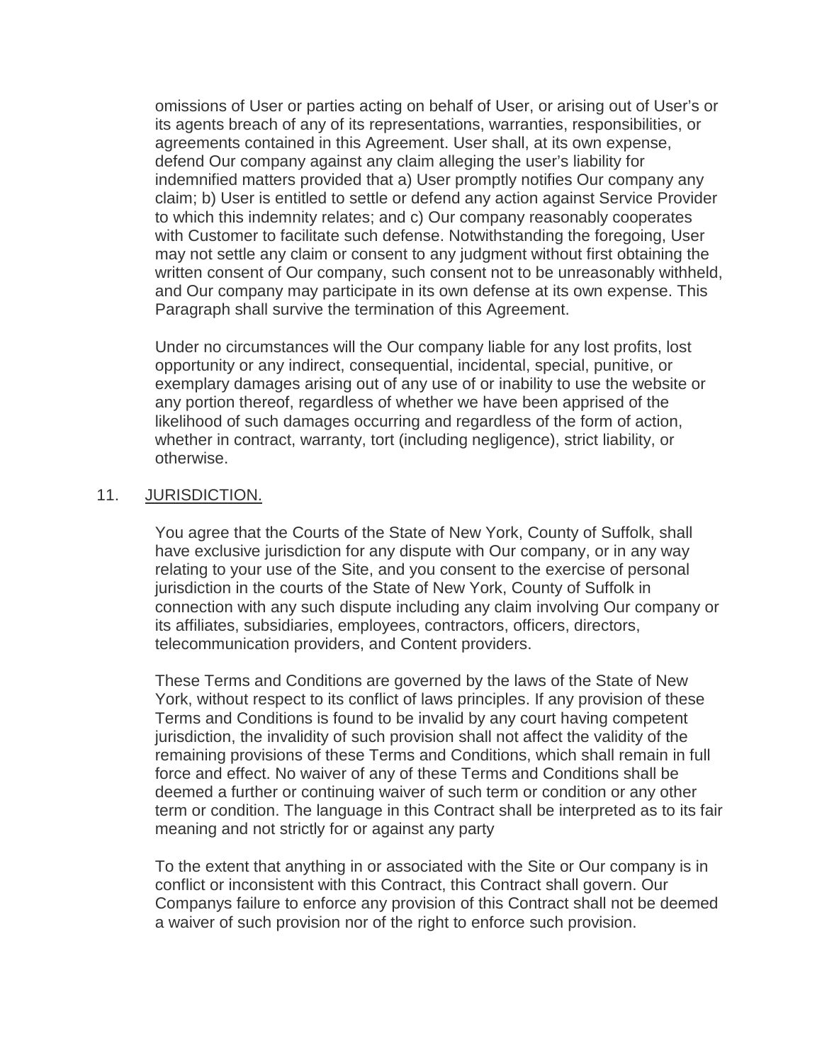omissions of User or parties acting on behalf of User, or arising out of User's or its agents breach of any of its representations, warranties, responsibilities, or agreements contained in this Agreement. User shall, at its own expense, defend Our company against any claim alleging the user's liability for indemnified matters provided that a) User promptly notifies Our company any claim; b) User is entitled to settle or defend any action against Service Provider to which this indemnity relates; and c) Our company reasonably cooperates with Customer to facilitate such defense. Notwithstanding the foregoing, User may not settle any claim or consent to any judgment without first obtaining the written consent of Our company, such consent not to be unreasonably withheld, and Our company may participate in its own defense at its own expense. This Paragraph shall survive the termination of this Agreement.

Under no circumstances will the Our company liable for any lost profits, lost opportunity or any indirect, consequential, incidental, special, punitive, or exemplary damages arising out of any use of or inability to use the website or any portion thereof, regardless of whether we have been apprised of the likelihood of such damages occurring and regardless of the form of action, whether in contract, warranty, tort (including negligence), strict liability, or otherwise.

11. JURISDICTION.

You agree that the Courts of the State of New York, County of Suffolk, shall have exclusive jurisdiction for any dispute with Our company, or in any way relating to your use of the Site, and you consent to the exercise of personal jurisdiction in the courts of the State of New York, County of Suffolk in connection with any such dispute including any claim involving Our company or its affiliates, subsidiaries, employees, contractors, officers, directors, telecommunication providers, and Content providers.

These Terms and Conditions are governed by the laws of the State of New York, without respect to its conflict of laws principles. If any provision of these Terms and Conditions is found to be invalid by any court having competent jurisdiction, the invalidity of such provision shall not affect the validity of the remaining provisions of these Terms and Conditions, which shall remain in full force and effect. No waiver of any of these Terms and Conditions shall be deemed a further or continuing waiver of such term or condition or any other term or condition. The language in this Contract shall be interpreted as to its fair meaning and not strictly for or against any party

To the extent that anything in or associated with the Site or Our company is in conflict or inconsistent with this Contract, this Contract shall govern. Our Companys failure to enforce any provision of this Contract shall not be deemed a waiver of such provision nor of the right to enforce such provision.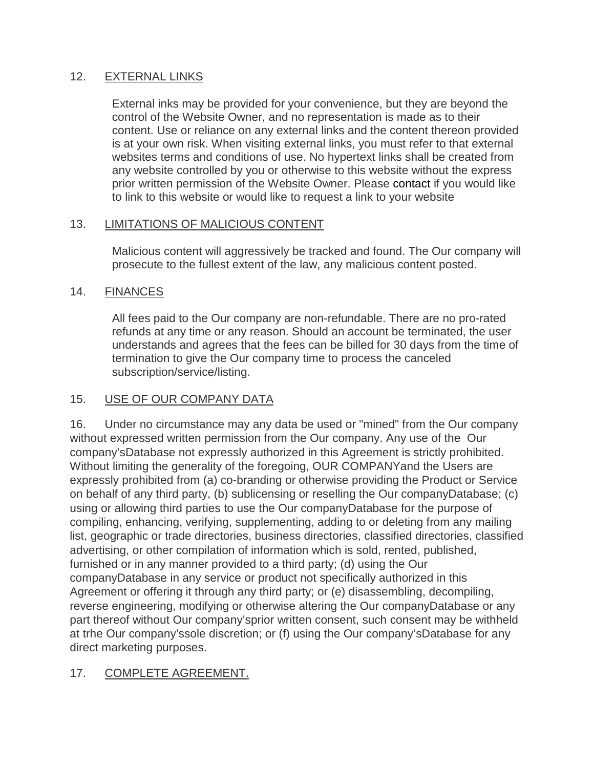12. <u>EXTERNAL LINKS</u>

External inks may be provided for your convenience, but they are beyond the control of the Website Owner, and no representation is made as to their content. Use or reliance on any external links and the content thereon provided is at your own risk. When visiting external links, you must refer to that external websites terms and conditions of use. No hypertext links shall be created from any website controlled by you or otherwise to this website without the express prior written permission of the Website Owner. Please contact if you would like to link to this website or would like to request a link to your website

13. <u>LIMITATIONS OF MALICIOUS CONTENT</u>

Malicious content will aggressively be tracked and found. The Our company will prosecute to the fullest extent of the law, any malicious content posted.

14. <u>FINANCES</u>

All fees paid to the Our company are non-refundable. There are no pro-rated refunds at any time or any reason. Should an account be terminated, the user understands and agrees that the fees can be billed for 30 days from the time of termination to give the Our company time to process the canceled subscription/service/listing.

15. <u>USE OF OUR COMPANY DATA</u>

16. Under no circumstance may any data be used or "mined" from the Our company without expressed written permission from the Our company. Any use of the Our company'sDatabase not expressly authorized in this Agreement is strictly prohibited. Without limiting the generality of the foregoing, OUR COMPANYand the Users are expressly prohibited from (a) co-branding or otherwise providing the Product or Service on behalf of any third party, (b) sublicensing or reselling the Our companyDatabase; (c) using or allowing third parties to use the Our companyDatabase for the purpose of compiling, enhancing, verifying, supplementing, adding to or deleting from any mailing list, geographic or trade directories, business directories, classified directories, classified advertising, or other compilation of information which is sold, rented, published, furnished or in any manner provided to a third party; (d) using the Our companyDatabase in any service or product not specifically authorized in this Agreement or offering it through any third party; or (e) disassembling, decompiling, reverse engineering, modifying or otherwise altering the Our companyDatabase or any part thereof without Our company'sprior written consent, such consent may be withheld at trhe Our company'ssole discretion; or (f) using the Our company'sDatabase for any direct marketing purposes.

17. <u>COMPLETE AGREEMENT.</u>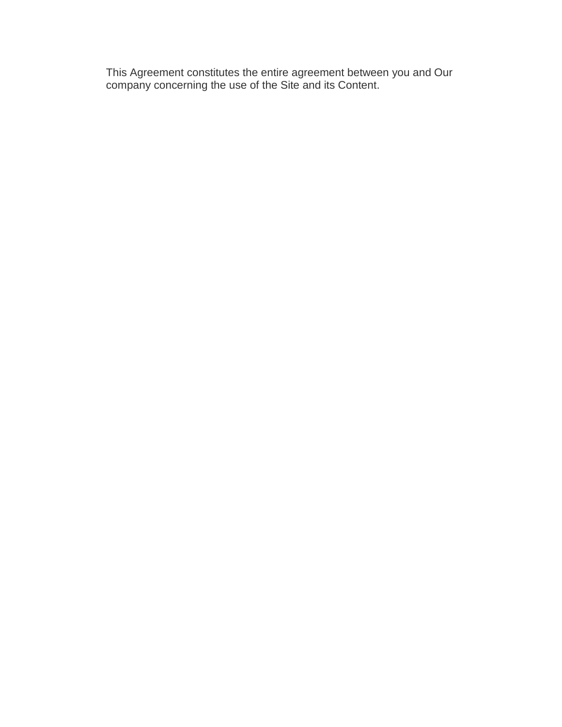This Agreement constitutes the entire agreement between you and Our company concerning the use of the Site and its Content.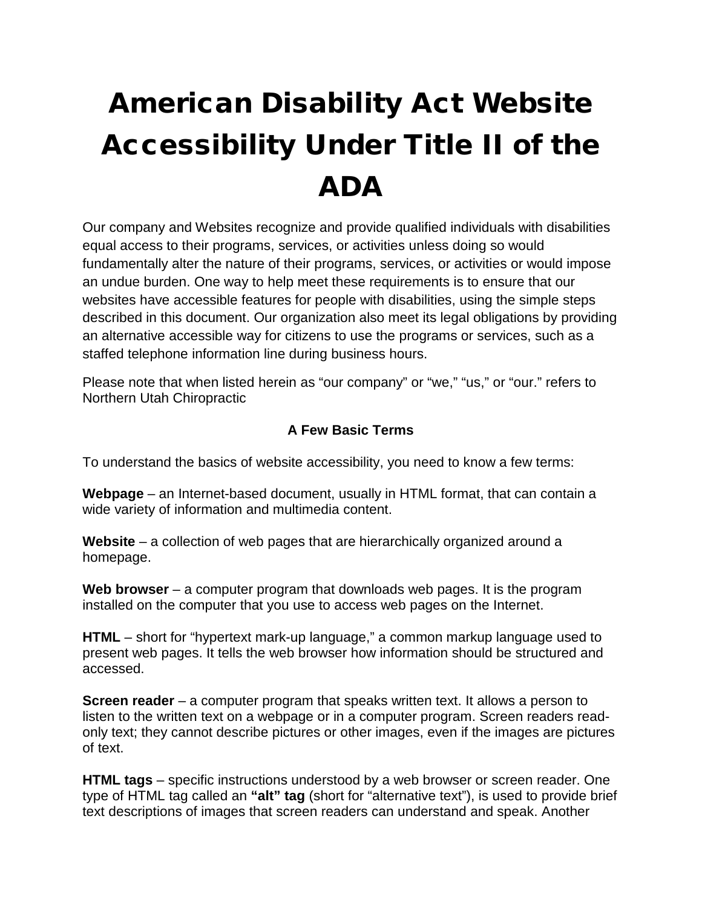# American Disability Act Website Accessibility Under Title II of the ADA

Our company and Websites recognize and provide qualified individuals with disabilities equal access to their programs, services, or activities unless doing so would fundamentally alter the nature of their programs, services, or activities or would impose an undue burden. One way to help meet these requirements is to ensure that our websites have accessible features for people with disabilities, using the simple steps described in this document. Our organization also meet its legal obligations by providing an alternative accessible way for citizens to use the programs or services, such as a staffed telephone information line during business hours.

Please note that when listed herein as "our company" or "we," "us," or "our." refers to Northern Utah Chiropractic

**A Few Basic Terms**

To understand the basics of website accessibility, you need to know a few terms:

**Webpage** – an Internet-based document, usually in HTML format, that can contain a wide variety of information and multimedia content.

**Website** – a collection of web pages that are hierarchically organized around a homepage.

**Web browser** – a computer program that downloads web pages. It is the program installed on the computer that you use to access web pages on the Internet.

**HTML** – short for "hypertext mark-up language," a common markup language used to present web pages. It tells the web browser how information should be structured and accessed.

**Screen reader** – a computer program that speaks written text. It allows a person to listen to the written text on a webpage or in a computer program. Screen readers read-only text; they cannot describe pictures or other images, even if the images are pictures of text.

**HTML tags** – specific instructions understood by a web browser or screen reader. One type of HTML tag called an **"alt" tag** (short for "alternative text"), is used to provide brief text descriptions of images that screen readers can understand and speak. Another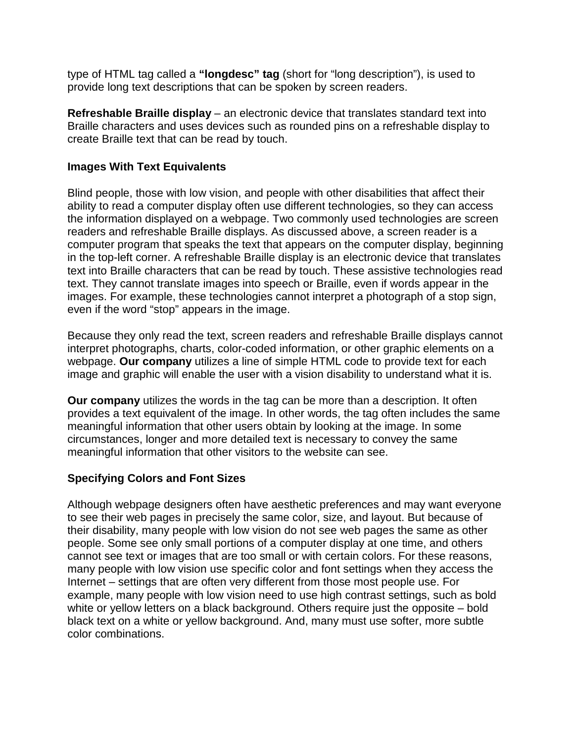type of HTML tag called a **"longdesc" tag** (short for "long description"), is used to provide long text descriptions that can be spoken by screen readers.

**Refreshable Braille display** – an electronic device that translates standard text into Braille characters and uses devices such as rounded pins on a refreshable display to create Braille text that can be read by touch.

### Images With Text Equivalents

Blind people, those with low vision, and people with other disabilities that affect their ability to read a computer display often use different technologies, so they can access the information displayed on a webpage. Two commonly used technologies are screen readers and refreshable Braille displays. As discussed above, a screen reader is a computer program that speaks the text that appears on the computer display, beginning in the top-left corner. A refreshable Braille display is an electronic device that translates text into Braille characters that can be read by touch. These assistive technologies read text. They cannot translate images into speech or Braille, even if words appear in the images. For example, these technologies cannot interpret a photograph of a stop sign, even if the word "stop" appears in the image.

Because they only read the text, screen readers and refreshable Braille displays cannot interpret photographs, charts, color-coded information, or other graphic elements on a webpage. **Our company** utilizes a line of simple HTML code to provide text for each image and graphic will enable the user with a vision disability to understand what it is.

**Our company** utilizes the words in the tag can be more than a description. It often provides a text equivalent of the image. In other words, the tag often includes the same meaningful information that other users obtain by looking at the image. In some circumstances, longer and more detailed text is necessary to convey the same meaningful information that other visitors to the website can see.

### Specifying Colors and Font Sizes

Although webpage designers often have aesthetic preferences and may want everyone to see their web pages in precisely the same color, size, and layout. But because of their disability, many people with low vision do not see web pages the same as other people. Some see only small portions of a computer display at one time, and others cannot see text or images that are too small or with certain colors. For these reasons, many people with low vision use specific color and font settings when they access the Internet – settings that are often very different from those most people use. For example, many people with low vision need to use high contrast settings, such as bold white or yellow letters on a black background. Others require just the opposite – bold black text on a white or yellow background. And, many must use softer, more subtle color combinations.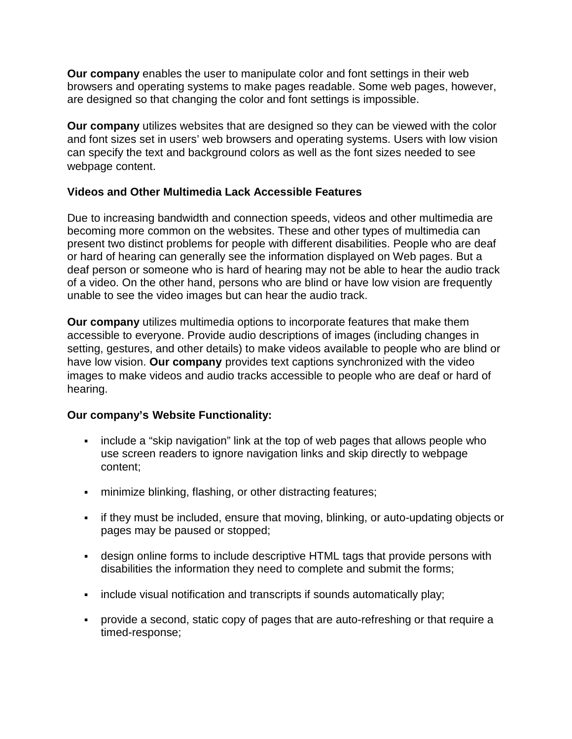**Our company** enables the user to manipulate color and font settings in their web browsers and operating systems to make pages readable. Some web pages, however, are designed so that changing the color and font settings is impossible.

**Our company** utilizes websites that are designed so they can be viewed with the color and font sizes set in users' web browsers and operating systems. Users with low vision can specify the text and background colors as well as the font sizes needed to see webpage content.

**Videos and Other Multimedia Lack Accessible Features**

Due to increasing bandwidth and connection speeds, videos and other multimedia are becoming more common on the websites. These and other types of multimedia can present two distinct problems for people with different disabilities. People who are deaf or hard of hearing can generally see the information displayed on Web pages. But a deaf person or someone who is hard of hearing may not be able to hear the audio track of a video. On the other hand, persons who are blind or have low vision are frequently unable to see the video images but can hear the audio track.

**Our company** utilizes multimedia options to incorporate features that make them accessible to everyone. Provide audio descriptions of images (including changes in setting, gestures, and other details) to make videos available to people who are blind or have low vision. **Our company** provides text captions synchronized with the video images to make videos and audio tracks accessible to people who are deaf or hard of hearing.

**Our company's Website Functionality:**

- include a "skip navigation" link at the top of web pages that allows people who use screen readers to ignore navigation links and skip directly to webpage content;
- minimize blinking, flashing, or other distracting features;
- if they must be included, ensure that moving, blinking, or auto-updating objects or pages may be paused or stopped;
- design online forms to include descriptive HTML tags that provide persons with disabilities the information they need to complete and submit the forms;
- include visual notification and transcripts if sounds automatically play;
- provide a second, static copy of pages that are auto-refreshing or that require a timed-response;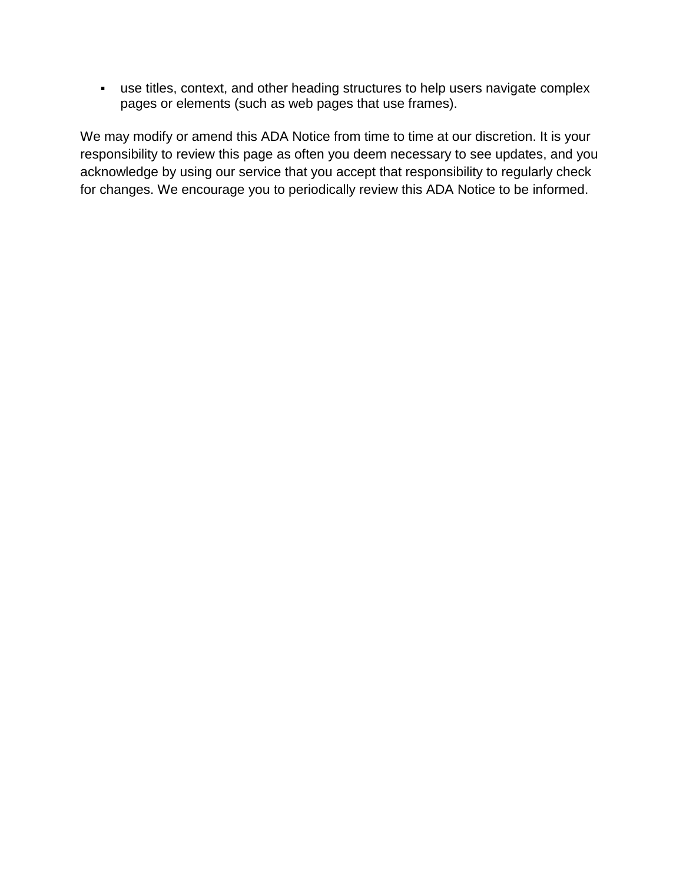- use titles, context, and other heading structures to help users navigate complex pages or elements (such as web pages that use frames).

We may modify or amend this ADA Notice from time to time at our discretion. It is your responsibility to review this page as often you deem necessary to see updates, and you acknowledge by using our service that you accept that responsibility to regularly check for changes. We encourage you to periodically review this ADA Notice to be informed.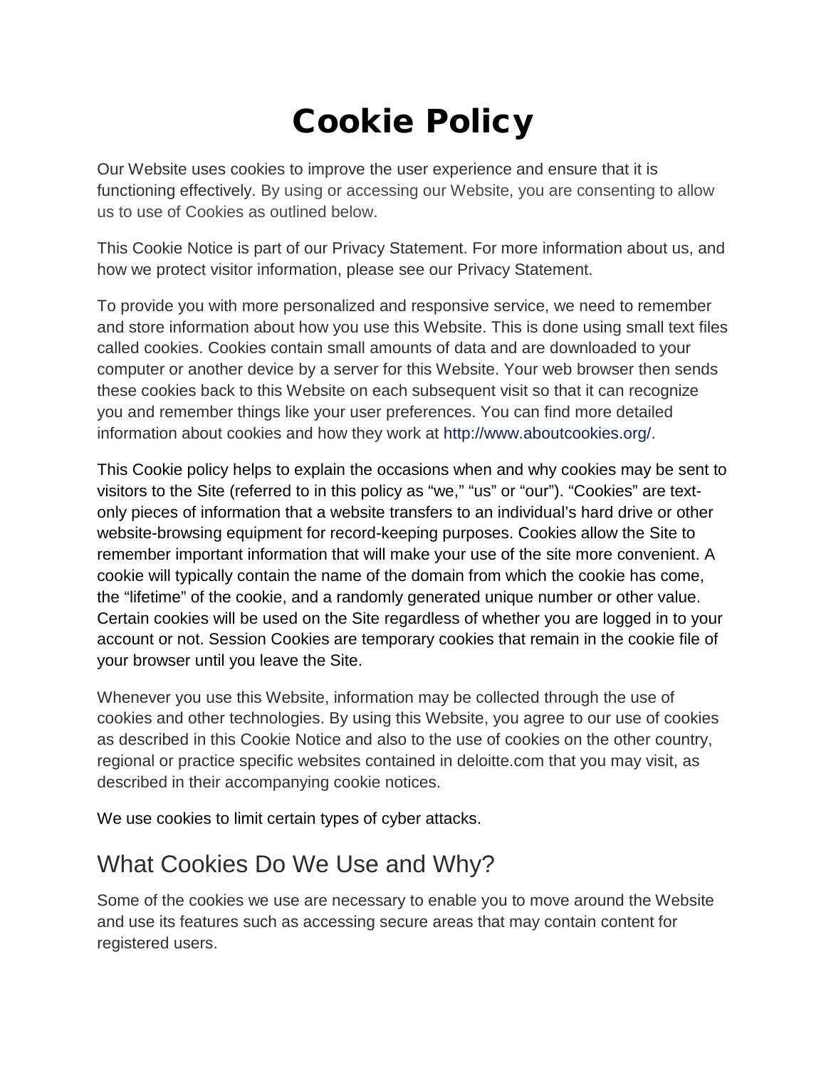# Cookie Policy

Our Website uses cookies to improve the user experience and ensure that it is functioning effectively. By using or accessing our Website, you are consenting to allow us to use of Cookies as outlined below.

This Cookie Notice is part of our Privacy Statement. For more information about us, and how we protect visitor information, please see our Privacy Statement.

To provide you with more personalized and responsive service, we need to remember and store information about how you use this Website. This is done using small text files called cookies. Cookies contain small amounts of data and are downloaded to your computer or another device by a server for this Website. Your web browser then sends these cookies back to this Website on each subsequent visit so that it can recognize you and remember things like your user preferences. You can find more detailed information about cookies and how they work at http://www.aboutcookies.org/.

This Cookie policy helps to explain the occasions when and why cookies may be sent to visitors to the Site (referred to in this policy as "we," "us" or "our"). "Cookies" are text-only pieces of information that a website transfers to an individual's hard drive or other website-browsing equipment for record-keeping purposes. Cookies allow the Site to remember important information that will make your use of the site more convenient. A cookie will typically contain the name of the domain from which the cookie has come, the "lifetime" of the cookie, and a randomly generated unique number or other value. Certain cookies will be used on the Site regardless of whether you are logged in to your account or not. Session Cookies are temporary cookies that remain in the cookie file of your browser until you leave the Site.

Whenever you use this Website, information may be collected through the use of cookies and other technologies. By using this Website, you agree to our use of cookies as described in this Cookie Notice and also to the use of cookies on the other country, regional or practice specific websites contained in deloitte.com that you may visit, as described in their accompanying cookie notices.

We use cookies to limit certain types of cyber attacks.

## What Cookies Do We Use and Why?

Some of the cookies we use are necessary to enable you to move around the Website and use its features such as accessing secure areas that may contain content for registered users.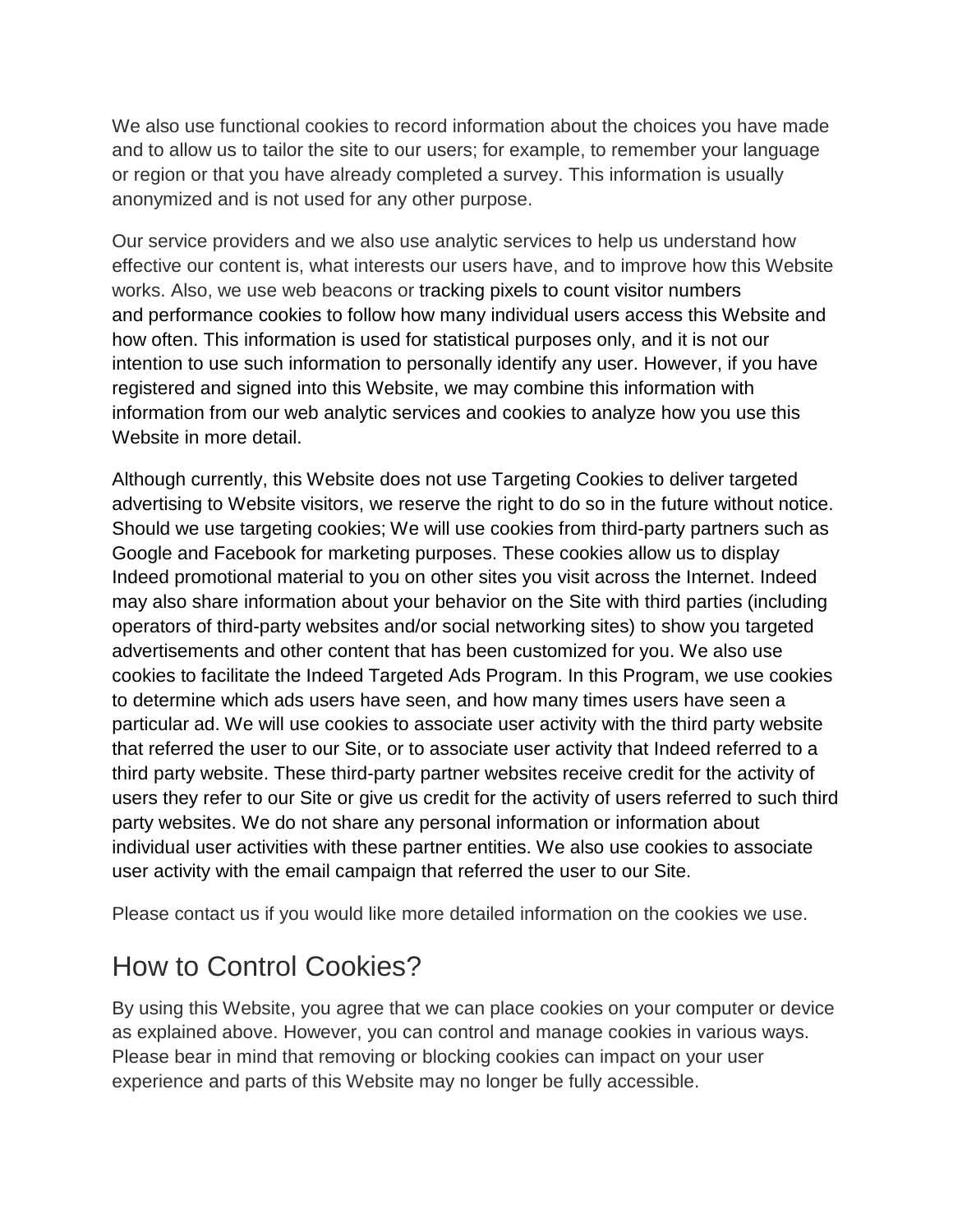We also use functional cookies to record information about the choices you have made and to allow us to tailor the site to our users; for example, to remember your language or region or that you have already completed a survey. This information is usually anonymized and is not used for any other purpose.

Our service providers and we also use analytic services to help us understand how effective our content is, what interests our users have, and to improve how this Website works. Also, we use web beacons or tracking pixels to count visitor numbers and performance cookies to follow how many individual users access this Website and how often. This information is used for statistical purposes only, and it is not our intention to use such information to personally identify any user. However, if you have registered and signed into this Website, we may combine this information with information from our web analytic services and cookies to analyze how you use this Website in more detail.

Although currently, this Website does not use Targeting Cookies to deliver targeted advertising to Website visitors, we reserve the right to do so in the future without notice. Should we use targeting cookies; We will use cookies from third-party partners such as Google and Facebook for marketing purposes. These cookies allow us to display Indeed promotional material to you on other sites you visit across the Internet. Indeed may also share information about your behavior on the Site with third parties (including operators of third-party websites and/or social networking sites) to show you targeted advertisements and other content that has been customized for you. We also use cookies to facilitate the Indeed Targeted Ads Program. In this Program, we use cookies to determine which ads users have seen, and how many times users have seen a particular ad. We will use cookies to associate user activity with the third party website that referred the user to our Site, or to associate user activity that Indeed referred to a third party website. These third-party partner websites receive credit for the activity of users they refer to our Site or give us credit for the activity of users referred to such third party websites. We do not share any personal information or information about individual user activities with these partner entities. We also use cookies to associate user activity with the email campaign that referred the user to our Site.

Please contact us if you would like more detailed information on the cookies we use.

## How to Control Cookies?

By using this Website, you agree that we can place cookies on your computer or device as explained above. However, you can control and manage cookies in various ways. Please bear in mind that removing or blocking cookies can impact on your user experience and parts of this Website may no longer be fully accessible.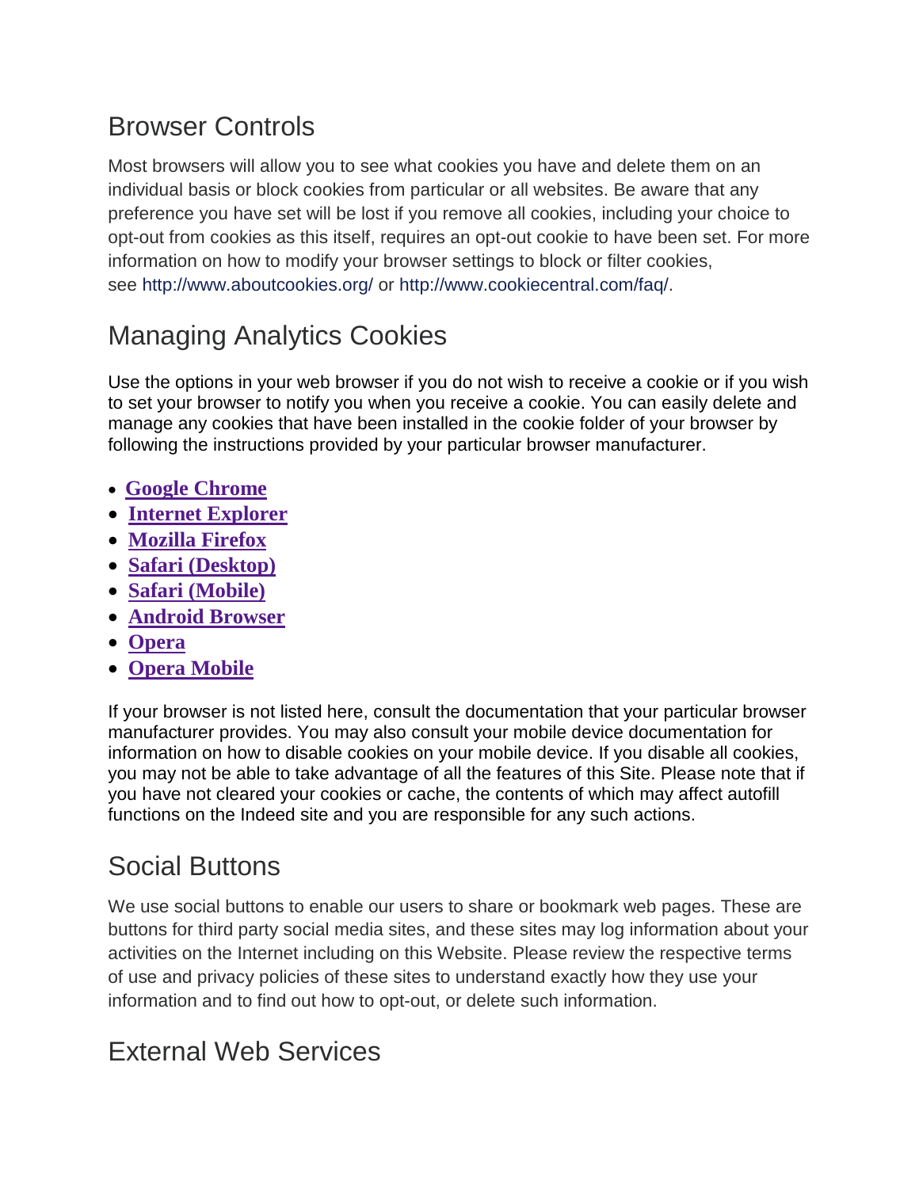## Browser Controls

Most browsers will allow you to see what cookies you have and delete them on an individual basis or block cookies from particular or all websites. Be aware that any preference you have set will be lost if you remove all cookies, including your choice to opt-out from cookies as this itself, requires an opt-out cookie to have been set. For more information on how to modify your browser settings to block or filter cookies, see http://www.aboutcookies.org/ or http://www.cookiecentral.com/faq/.

## Managing Analytics Cookies

Use the options in your web browser if you do not wish to receive a cookie or if you wish to set your browser to notify you when you receive a cookie. You can easily delete and manage any cookies that have been installed in the cookie folder of your browser by following the instructions provided by your particular browser manufacturer.

- **Google Chrome**
- **Internet Explorer**
- **Mozilla Firefox**
- **Safari (Desktop)**
- **Safari (Mobile)**
- **Android Browser**
- **Opera**
- **Opera Mobile**

If your browser is not listed here, consult the documentation that your particular browser manufacturer provides. You may also consult your mobile device documentation for information on how to disable cookies on your mobile device. If you disable all cookies, you may not be able to take advantage of all the features of this Site. Please note that if you have not cleared your cookies or cache, the contents of which may affect autofill functions on the Indeed site and you are responsible for any such actions.

## Social Buttons

We use social buttons to enable our users to share or bookmark web pages. These are buttons for third party social media sites, and these sites may log information about your activities on the Internet including on this Website. Please review the respective terms of use and privacy policies of these sites to understand exactly how they use your information and to find out how to opt-out, or delete such information.

## External Web Services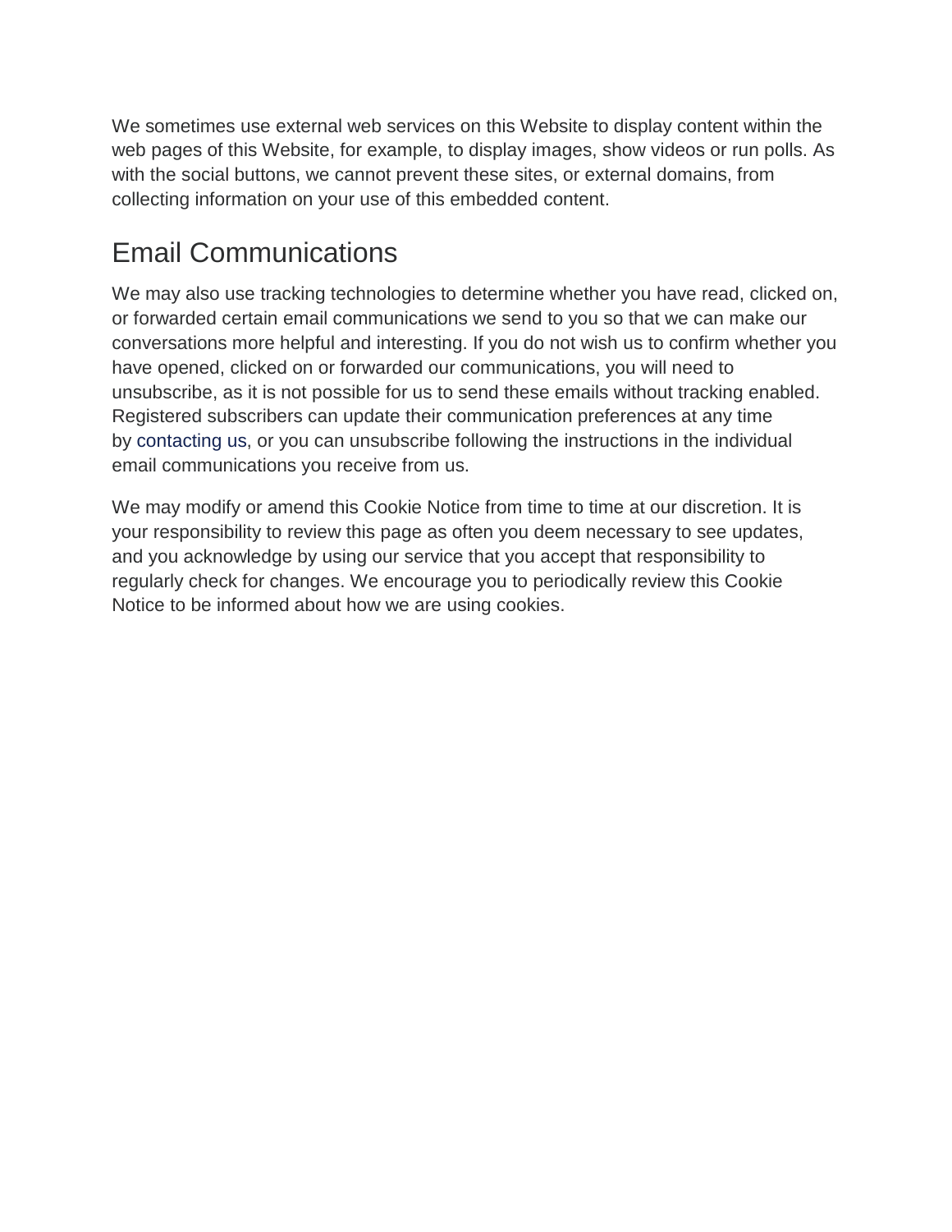We sometimes use external web services on this Website to display content within the web pages of this Website, for example, to display images, show videos or run polls. As with the social buttons, we cannot prevent these sites, or external domains, from collecting information on your use of this embedded content.

## Email Communications

We may also use tracking technologies to determine whether you have read, clicked on, or forwarded certain email communications we send to you so that we can make our conversations more helpful and interesting. If you do not wish us to confirm whether you have opened, clicked on or forwarded our communications, you will need to unsubscribe, as it is not possible for us to send these emails without tracking enabled. Registered subscribers can update their communication preferences at any time by contacting us, or you can unsubscribe following the instructions in the individual email communications you receive from us.

We may modify or amend this Cookie Notice from time to time at our discretion. It is your responsibility to review this page as often you deem necessary to see updates, and you acknowledge by using our service that you accept that responsibility to regularly check for changes. We encourage you to periodically review this Cookie Notice to be informed about how we are using cookies.